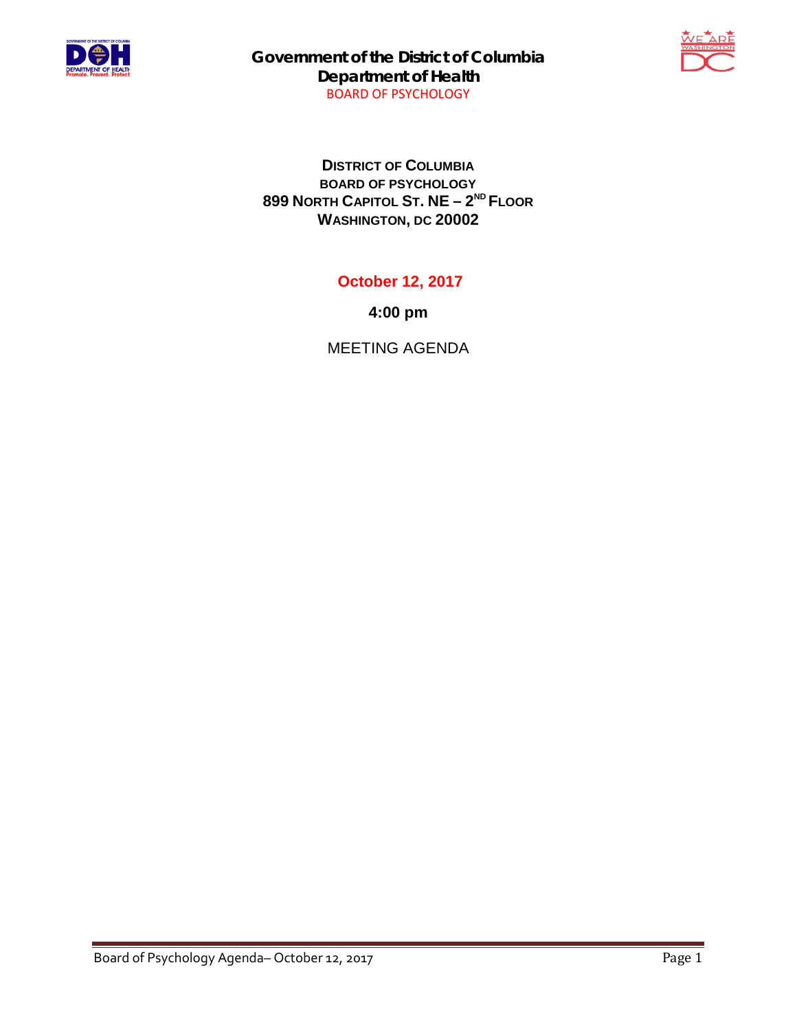**Government of the District of Columbia**
**Department of Health**
BOARD OF PSYCHOLOGY

**DISTRICT OF COLUMBIA**
**BOARD OF PSYCHOLOGY**
**899 NORTH CAPITOL ST. NE – 2ND FLOOR**
**WASHINGTON, DC 20002**

**October 12, 2017**

**4:00 pm**

MEETING AGENDA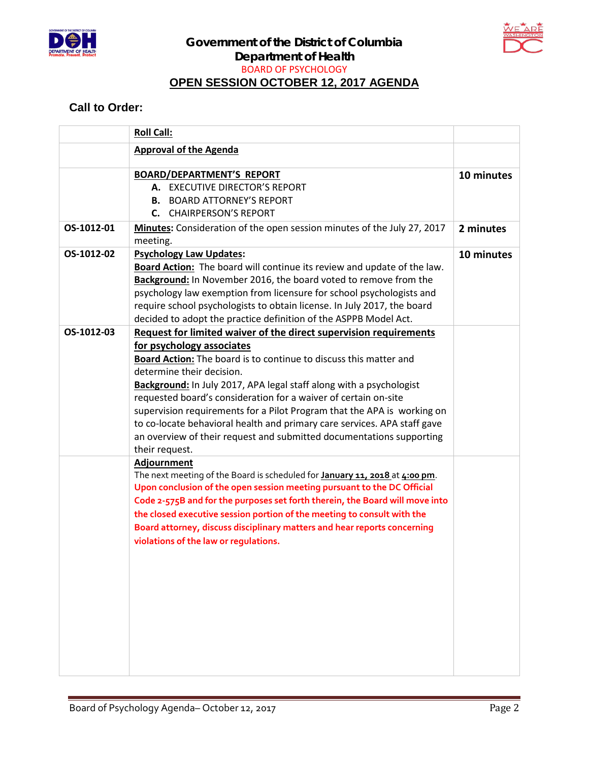Government of the District of Columbia
Department of Health
BOARD OF PSYCHOLOGY

# OPEN SESSION OCTOBER 12, 2017 AGENDA

## Call to Order:

| | | |
|---|---|---|
| | **Roll Call:** | |
| | **Approval of the Agenda** | |
| | **BOARD/DEPARTMENT'S REPORT**<br>**A.** EXECUTIVE DIRECTOR'S REPORT<br>**B.** BOARD ATTORNEY'S REPORT<br>**C.** CHAIRPERSON'S REPORT | **10 minutes** |
| **OS-1012-01** | **Minutes:** Consideration of the open session minutes of the July 27, 2017 meeting. | **2 minutes** |
| **OS-1012-02** | **Psychology Law Updates:**<br>**Board Action:** The board will continue its review and update of the law.<br>**Background:** In November 2016, the board voted to remove from the psychology law exemption from licensure for school psychologists and require school psychologists to obtain license. In July 2017, the board decided to adopt the practice definition of the ASPPB Model Act. | **10 minutes** |
| **OS-1012-03** | **Request for limited waiver of the direct supervision requirements for psychology associates**<br>**Board Action:** The board is to continue to discuss this matter and determine their decision.<br>**Background:** In July 2017, APA legal staff along with a psychologist requested board's consideration for a waiver of certain on-site supervision requirements for a Pilot Program that the APA is working on to co-locate behavioral health and primary care services. APA staff gave an overview of their request and submitted documentations supporting their request. | |
| | **Adjournment**<br>The next meeting of the Board is scheduled for **January 11, 2018** at **4:00 pm**.<br>**Upon conclusion of the open session meeting pursuant to the DC Official Code 2-575B and for the purposes set forth therein, the Board will move into the closed executive session portion of the meeting to consult with the Board attorney, discuss disciplinary matters and hear reports concerning violations of the law or regulations.** | |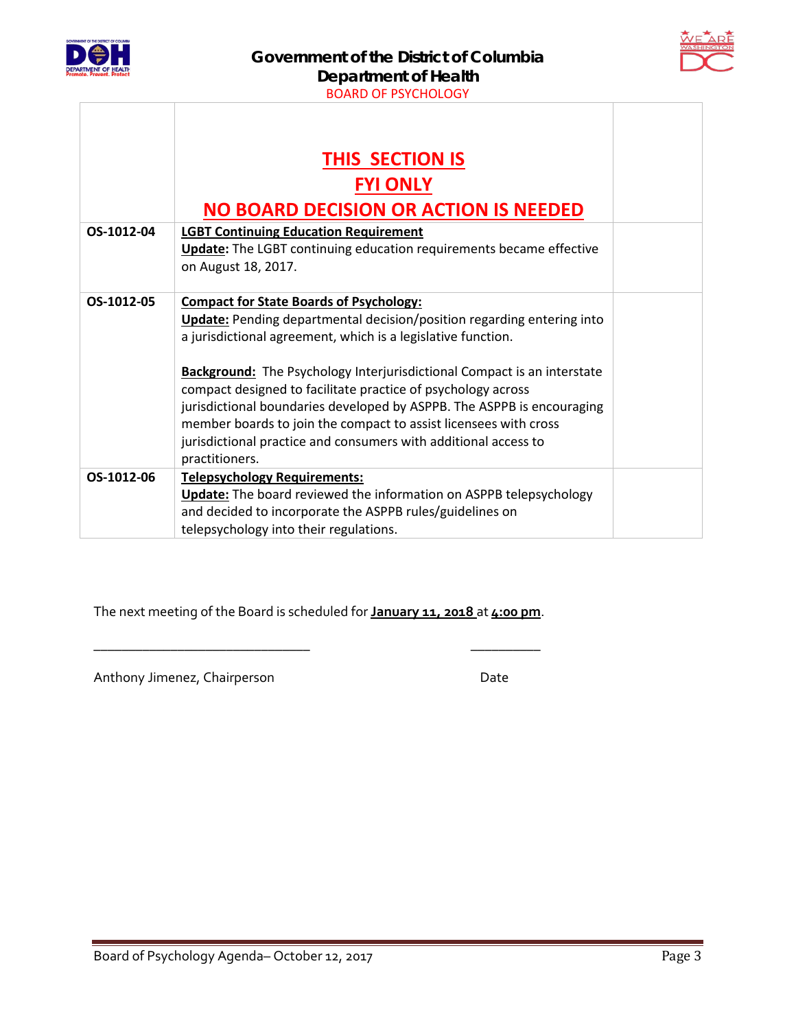Government of the District of Columbia
Department of Health
BOARD OF PSYCHOLOGY

| | | |
|---|---|---|
| | **THIS SECTION IS FYI ONLY NO BOARD DECISION OR ACTION IS NEEDED** | |
| OS-1012-04 | **LGBT Continuing Education Requirement**<br>**Update:** The LGBT continuing education requirements became effective on August 18, 2017. | |
| OS-1012-05 | **Compact for State Boards of Psychology:**<br>**Update:** Pending departmental decision/position regarding entering into a jurisdictional agreement, which is a legislative function.<br><br>**Background:** The Psychology Interjurisdictional Compact is an interstate compact designed to facilitate practice of psychology across jurisdictional boundaries developed by ASPPB. The ASPPB is encouraging member boards to join the compact to assist licensees with cross jurisdictional practice and consumers with additional access to practitioners. | |
| OS-1012-06 | **Telepsychology Requirements:**<br>**Update:** The board reviewed the information on ASPPB telepsychology and decided to incorporate the ASPPB rules/guidelines on telepsychology into their regulations. | |

The next meeting of the Board is scheduled for **January 11, 2018** at **4:00 pm**.

_______________________________ __________

Anthony Jimenez, Chairperson Date